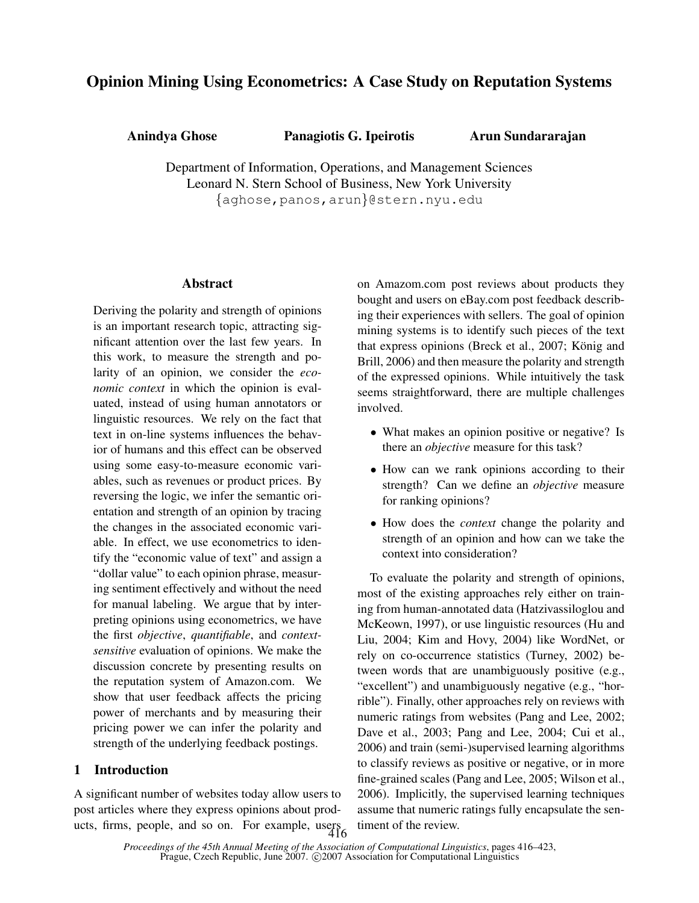# Opinion Mining Using Econometrics: A Case Study on Reputation Systems

**Anindya Ghose** **Panagiotis G. Ipeirotis** **Arun Sundararajan**

Department of Information, Operations, and Management Sciences
Leonard N. Stern School of Business, New York University
{aghose,panos,arun}@stern.nyu.edu

## Abstract

Deriving the polarity and strength of opinions is an important research topic, attracting significant attention over the last few years. In this work, to measure the strength and polarity of an opinion, we consider the *economic context* in which the opinion is evaluated, instead of using human annotators or linguistic resources. We rely on the fact that text in on-line systems influences the behavior of humans and this effect can be observed using some easy-to-measure economic variables, such as revenues or product prices. By reversing the logic, we infer the semantic orientation and strength of an opinion by tracing the changes in the associated economic variable. In effect, we use econometrics to identify the "economic value of text" and assign a "dollar value" to each opinion phrase, measuring sentiment effectively and without the need for manual labeling. We argue that by interpreting opinions using econometrics, we have the first *objective*, *quantifiable*, and *context-sensitive* evaluation of opinions. We make the discussion concrete by presenting results on the reputation system of Amazon.com. We show that user feedback affects the pricing power of merchants and by measuring their pricing power we can infer the polarity and strength of the underlying feedback postings.

## 1 Introduction

A significant number of websites today allow users to post articles where they express opinions about products, firms, people, and so on. For example, users on Amazom.com post reviews about products they bought and users on eBay.com post feedback describing their experiences with sellers. The goal of opinion mining systems is to identify such pieces of the text that express opinions (Breck et al., 2007; König and Brill, 2006) and then measure the polarity and strength of the expressed opinions. While intuitively the task seems straightforward, there are multiple challenges involved.

- What makes an opinion positive or negative? Is there an *objective* measure for this task?
- How can we rank opinions according to their strength? Can we define an *objective* measure for ranking opinions?
- How does the *context* change the polarity and strength of an opinion and how can we take the context into consideration?

To evaluate the polarity and strength of opinions, most of the existing approaches rely either on training from human-annotated data (Hatzivassiloglou and McKeown, 1997), or use linguistic resources (Hu and Liu, 2004; Kim and Hovy, 2004) like WordNet, or rely on co-occurrence statistics (Turney, 2002) between words that are unambiguously positive (e.g., "excellent") and unambiguously negative (e.g., "horrible"). Finally, other approaches rely on reviews with numeric ratings from websites (Pang and Lee, 2002; Dave et al., 2003; Pang and Lee, 2004; Cui et al., 2006) and train (semi-)supervised learning algorithms to classify reviews as positive or negative, or in more fine-grained scales (Pang and Lee, 2005; Wilson et al., 2006). Implicitly, the supervised learning techniques assume that numeric ratings fully encapsulate the sentiment of the review.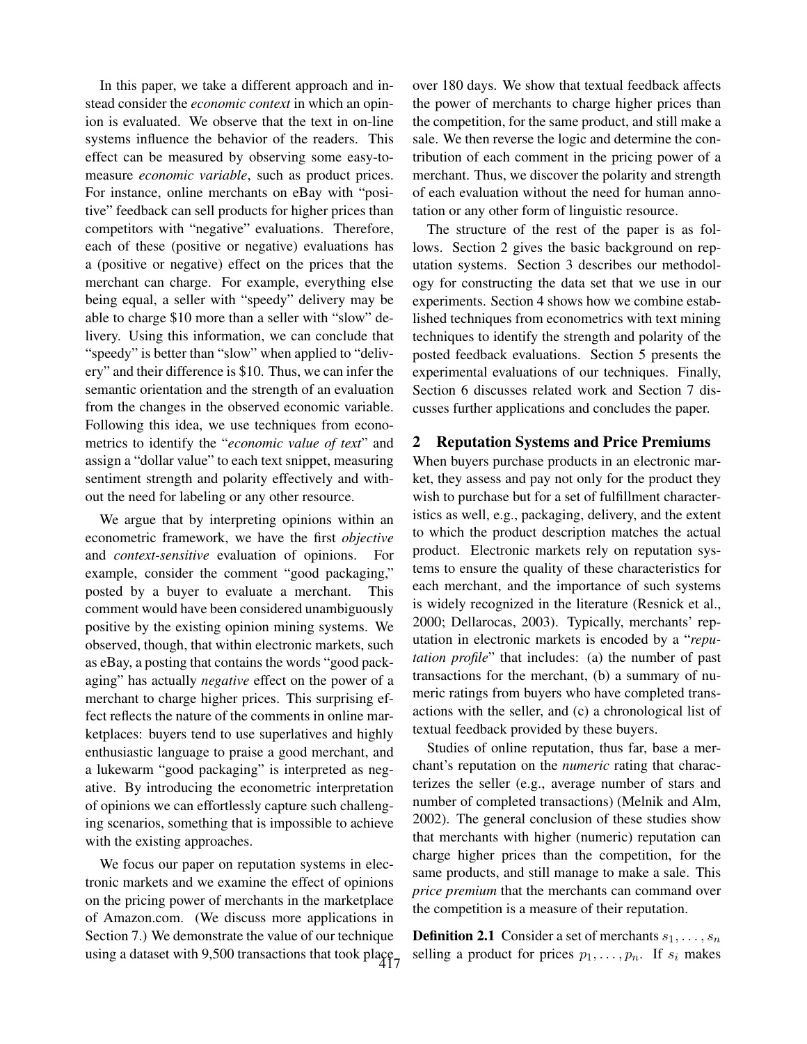In this paper, we take a different approach and instead consider the *economic context* in which an opinion is evaluated. We observe that the text in on-line systems influence the behavior of the readers. This effect can be measured by observing some easy-to-measure *economic variable*, such as product prices. For instance, online merchants on eBay with "positive" feedback can sell products for higher prices than competitors with "negative" evaluations. Therefore, each of these (positive or negative) evaluations has a (positive or negative) effect on the prices that the merchant can charge. For example, everything else being equal, a seller with "speedy" delivery may be able to charge $10 more than a seller with "slow" delivery. Using this information, we can conclude that "speedy" is better than "slow" when applied to "delivery" and their difference is $10. Thus, we can infer the semantic orientation and the strength of an evaluation from the changes in the observed economic variable. Following this idea, we use techniques from econometrics to identify the "*economic value of text*" and assign a "dollar value" to each text snippet, measuring sentiment strength and polarity effectively and without the need for labeling or any other resource.

We argue that by interpreting opinions within an econometric framework, we have the first *objective* and *context-sensitive* evaluation of opinions. For example, consider the comment "good packaging," posted by a buyer to evaluate a merchant. This comment would have been considered unambiguously positive by the existing opinion mining systems. We observed, though, that within electronic markets, such as eBay, a posting that contains the words "good packaging" has actually *negative* effect on the power of a merchant to charge higher prices. This surprising effect reflects the nature of the comments in online marketplaces: buyers tend to use superlatives and highly enthusiastic language to praise a good merchant, and a lukewarm "good packaging" is interpreted as negative. By introducing the econometric interpretation of opinions we can effortlessly capture such challenging scenarios, something that is impossible to achieve with the existing approaches.

We focus our paper on reputation systems in electronic markets and we examine the effect of opinions on the pricing power of merchants in the marketplace of Amazon.com. (We discuss more applications in Section 7.) We demonstrate the value of our technique using a dataset with 9,500 transactions that took place over 180 days. We show that textual feedback affects the power of merchants to charge higher prices than the competition, for the same product, and still make a sale. We then reverse the logic and determine the contribution of each comment in the pricing power of a merchant. Thus, we discover the polarity and strength of each evaluation without the need for human annotation or any other form of linguistic resource.

The structure of the rest of the paper is as follows. Section 2 gives the basic background on reputation systems. Section 3 describes our methodology for constructing the data set that we use in our experiments. Section 4 shows how we combine established techniques from econometrics with text mining techniques to identify the strength and polarity of the posted feedback evaluations. Section 5 presents the experimental evaluations of our techniques. Finally, Section 6 discusses related work and Section 7 discusses further applications and concludes the paper.

## 2 Reputation Systems and Price Premiums

When buyers purchase products in an electronic market, they assess and pay not only for the product they wish to purchase but for a set of fulfillment characteristics as well, e.g., packaging, delivery, and the extent to which the product description matches the actual product. Electronic markets rely on reputation systems to ensure the quality of these characteristics for each merchant, and the importance of such systems is widely recognized in the literature (Resnick et al., 2000; Dellarocas, 2003). Typically, merchants' reputation in electronic markets is encoded by a "*reputation profile*" that includes: (a) the number of past transactions for the merchant, (b) a summary of numeric ratings from buyers who have completed transactions with the seller, and (c) a chronological list of textual feedback provided by these buyers.

Studies of online reputation, thus far, base a merchant's reputation on the *numeric* rating that characterizes the seller (e.g., average number of stars and number of completed transactions) (Melnik and Alm, 2002). The general conclusion of these studies show that merchants with higher (numeric) reputation can charge higher prices than the competition, for the same products, and still manage to make a sale. This *price premium* that the merchants can command over the competition is a measure of their reputation.

**Definition 2.1** Consider a set of merchants $s_1, \ldots, s_n$ selling a product for prices $p_1, \ldots, p_n$. If $s_i$ makes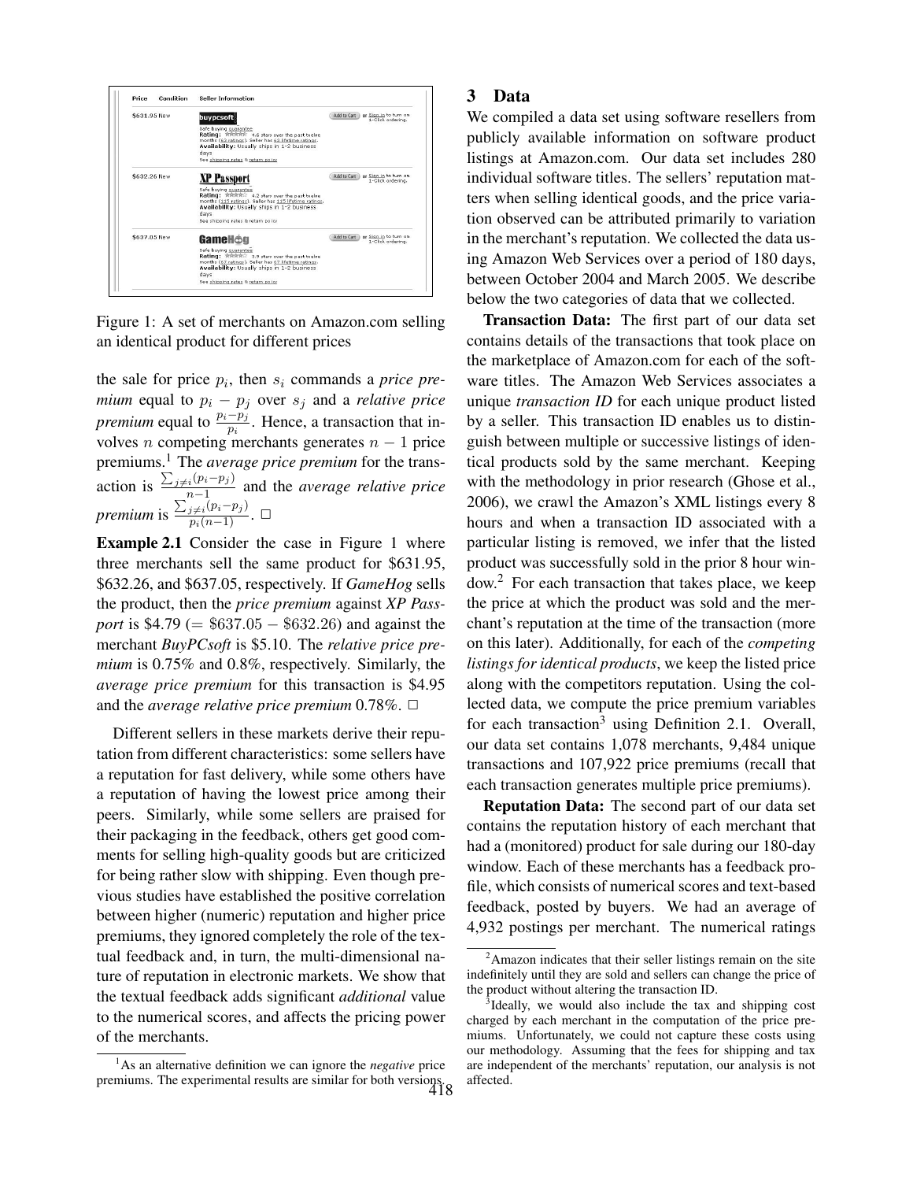Figure 1: A set of merchants on Amazon.com selling an identical product for different prices

the sale for price $p_i$, then $s_i$ commands a *price premium* equal to $p_i - p_j$ over $s_j$ and a *relative price premium* equal to $\frac{p_i - p_j}{p_i}$. Hence, a transaction that involves $n$ competing merchants generates $n-1$ price premiums.[1] The *average price premium* for the transaction is $\frac{\sum_{j \neq i}(p_i - p_j)}{n-1}$ and the *average relative price premium* is $\frac{\sum_{j \neq i}(p_i - p_j)}{p_i(n-1)}$. □

**Example 2.1** Consider the case in Figure 1 where three merchants sell the same product for \$631.95, \$632.26, and \$637.05, respectively. If *GameHog* sells the product, then the *price premium* against *XP Passport* is \$4.79 (= \$637.05 − \$632.26) and against the merchant *BuyPCsoft* is \$5.10. The *relative price premium* is 0.75% and 0.8%, respectively. Similarly, the *average price premium* for this transaction is \$4.95 and the *average relative price premium* 0.78%. □

Different sellers in these markets derive their reputation from different characteristics: some sellers have a reputation for fast delivery, while some others have a reputation of having the lowest price among their peers. Similarly, while some sellers are praised for their packaging in the feedback, others get good comments for selling high-quality goods but are criticized for being rather slow with shipping. Even though previous studies have established the positive correlation between higher (numeric) reputation and higher price premiums, they ignored completely the role of the textual feedback and, in turn, the multi-dimensional nature of reputation in electronic markets. We show that the textual feedback adds significant *additional* value to the numerical scores, and affects the pricing power of the merchants.

## 3 Data

We compiled a data set using software resellers from publicly available information on software product listings at Amazon.com. Our data set includes 280 individual software titles. The sellers' reputation matters when selling identical goods, and the price variation observed can be attributed primarily to variation in the merchant's reputation. We collected the data using Amazon Web Services over a period of 180 days, between October 2004 and March 2005. We describe below the two categories of data that we collected.

**Transaction Data:** The first part of our data set contains details of the transactions that took place on the marketplace of Amazon.com for each of the software titles. The Amazon Web Services associates a unique *transaction ID* for each unique product listed by a seller. This transaction ID enables us to distinguish between multiple or successive listings of identical products sold by the same merchant. Keeping with the methodology in prior research (Ghose et al., 2006), we crawl the Amazon's XML listings every 8 hours and when a transaction ID associated with a particular listing is removed, we infer that the listed product was successfully sold in the prior 8 hour window.[2] For each transaction that takes place, we keep the price at which the product was sold and the merchant's reputation at the time of the transaction (more on this later). Additionally, for each of the *competing listings for identical products*, we keep the listed price along with the competitors reputation. Using the collected data, we compute the price premium variables for each transaction[3] using Definition 2.1. Overall, our data set contains 1,078 merchants, 9,484 unique transactions and 107,922 price premiums (recall that each transaction generates multiple price premiums).

**Reputation Data:** The second part of our data set contains the reputation history of each merchant that had a (monitored) product for sale during our 180-day window. Each of these merchants has a feedback profile, which consists of numerical scores and text-based feedback, posted by buyers. We had an average of 4,932 postings per merchant. The numerical ratings

[1] As an alternative definition we can ignore the *negative* price premiums. The experimental results are similar for both versions.

[2] Amazon indicates that their seller listings remain on the site indefinitely until they are sold and sellers can change the price of the product without altering the transaction ID.

[3] Ideally, we would also include the tax and shipping cost charged by each merchant in the computation of the price premiums. Unfortunately, we could not capture these costs using our methodology. Assuming that the fees for shipping and tax are independent of the merchants' reputation, our analysis is not affected.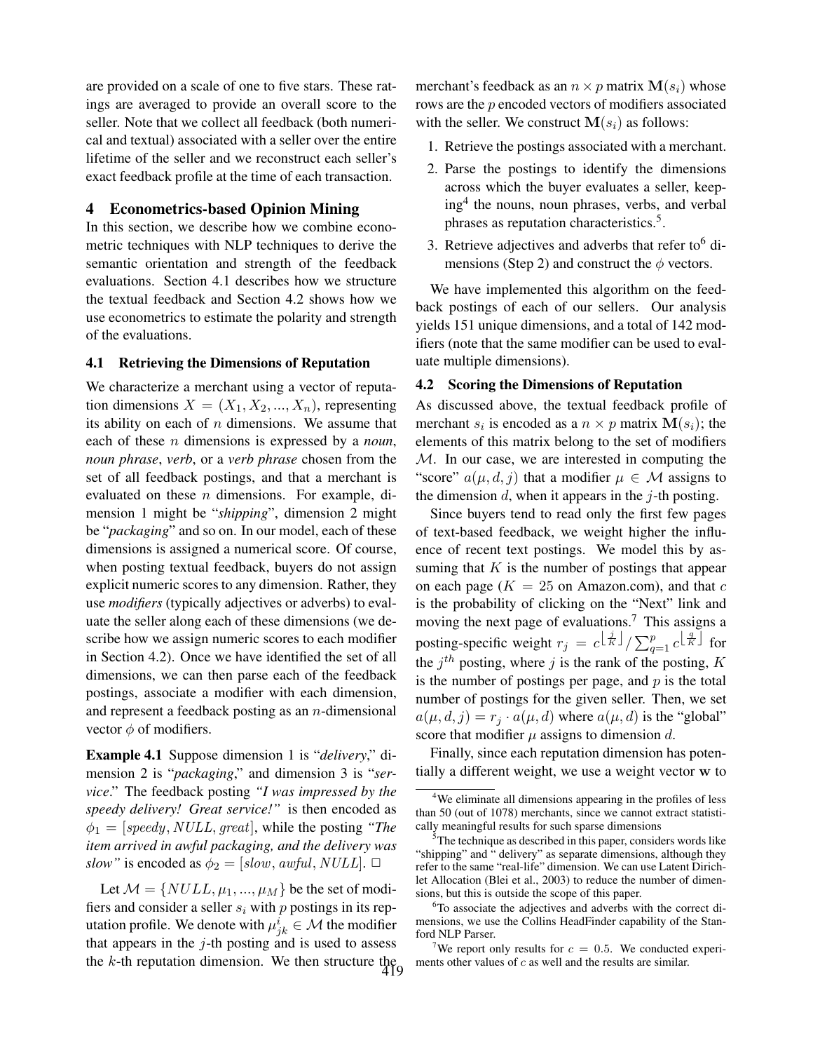are provided on a scale of one to five stars. These ratings are averaged to provide an overall score to the seller. Note that we collect all feedback (both numerical and textual) associated with a seller over the entire lifetime of the seller and we reconstruct each seller's exact feedback profile at the time of each transaction.

## 4 Econometrics-based Opinion Mining

In this section, we describe how we combine econometric techniques with NLP techniques to derive the semantic orientation and strength of the feedback evaluations. Section 4.1 describes how we structure the textual feedback and Section 4.2 shows how we use econometrics to estimate the polarity and strength of the evaluations.

### 4.1 Retrieving the Dimensions of Reputation

We characterize a merchant using a vector of reputation dimensions $X = (X_1, X_2, ..., X_n)$, representing its ability on each of $n$ dimensions. We assume that each of these $n$ dimensions is expressed by a ***noun***, ***noun phrase***, ***verb***, or a ***verb phrase*** chosen from the set of all feedback postings, and that a merchant is evaluated on these $n$ dimensions. For example, dimension 1 might be "***shipping***", dimension 2 might be "***packaging***" and so on. In our model, each of these dimensions is assigned a numerical score. Of course, when posting textual feedback, buyers do not assign explicit numeric scores to any dimension. Rather, they use ***modifiers*** (typically adjectives or adverbs) to evaluate the seller along each of these dimensions (we describe how we assign numeric scores to each modifier in Section 4.2). Once we have identified the set of all dimensions, we can then parse each of the feedback postings, associate a modifier with each dimension, and represent a feedback posting as an $n$-dimensional vector $\phi$ of modifiers.

**Example 4.1** Suppose dimension 1 is "***delivery***," dimension 2 is "***packaging***," and dimension 3 is "***service***." The feedback posting ***"I was impressed by the speedy delivery! Great service!"*** is then encoded as $\phi_1 = [speedy, NULL, great]$, while the posting ***"The item arrived in awful packaging, and the delivery was slow"*** is encoded as $\phi_2 = [slow, awful, NULL]$. □

Let $\mathcal{M} = \{NULL, \mu_1, ..., \mu_M\}$ be the set of modifiers and consider a seller $s_i$ with $p$ postings in its reputation profile. We denote with $\mu^i_{jk} \in \mathcal{M}$ the modifier that appears in the $j$-th posting and is used to assess the $k$-th reputation dimension. We then structure the merchant's feedback as an $n \times p$ matrix $\mathbf{M}(s_i)$ whose rows are the $p$ encoded vectors of modifiers associated with the seller. We construct $\mathbf{M}(s_i)$ as follows:

1. Retrieve the postings associated with a merchant.
2. Parse the postings to identify the dimensions across which the buyer evaluates a seller, keeping[4] the nouns, noun phrases, verbs, and verbal phrases as reputation characteristics.[5].
3. Retrieve adjectives and adverbs that refer to[6] dimensions (Step 2) and construct the $\phi$ vectors.

We have implemented this algorithm on the feedback postings of each of our sellers. Our analysis yields 151 unique dimensions, and a total of 142 modifiers (note that the same modifier can be used to evaluate multiple dimensions).

### 4.2 Scoring the Dimensions of Reputation

As discussed above, the textual feedback profile of merchant $s_i$ is encoded as a $n \times p$ matrix $\mathbf{M}(s_i)$; the elements of this matrix belong to the set of modifiers $\mathcal{M}$. In our case, we are interested in computing the "score" $a(\mu, d, j)$ that a modifier $\mu \in \mathcal{M}$ assigns to the dimension $d$, when it appears in the $j$-th posting.

Since buyers tend to read only the first few pages of text-based feedback, we weight higher the influence of recent text postings. We model this by assuming that $K$ is the number of postings that appear on each page ($K = 25$ on Amazon.com), and that $c$ is the probability of clicking on the "Next" link and moving the next page of evaluations.[7] This assigns a posting-specific weight $r_j = c^{\lfloor \frac{j}{K} \rfloor} / \sum_{q=1}^{p} c^{\lfloor \frac{q}{K} \rfloor}$ for the $j^{th}$ posting, where $j$ is the rank of the posting, $K$ is the number of postings per page, and $p$ is the total number of postings for the given seller. Then, we set $a(\mu, d, j) = r_j \cdot a(\mu, d)$ where $a(\mu, d)$ is the "global" score that modifier $\mu$ assigns to dimension $d$.

Finally, since each reputation dimension has potentially a different weight, we use a weight vector $\mathbf{w}$ to

---

[4] We eliminate all dimensions appearing in the profiles of less than 50 (out of 1078) merchants, since we cannot extract statistically meaningful results for such sparse dimensions

[5] The technique as described in this paper, considers words like "shipping" and " delivery" as separate dimensions, although they refer to the same "real-life" dimension. We can use Latent Dirichlet Allocation (Blei et al., 2003) to reduce the number of dimensions, but this is outside the scope of this paper.

[6] To associate the adjectives and adverbs with the correct dimensions, we use the Collins HeadFinder capability of the Stanford NLP Parser.

[7] We report only results for $c = 0.5$. We conducted experiments other values of $c$ as well and the results are similar.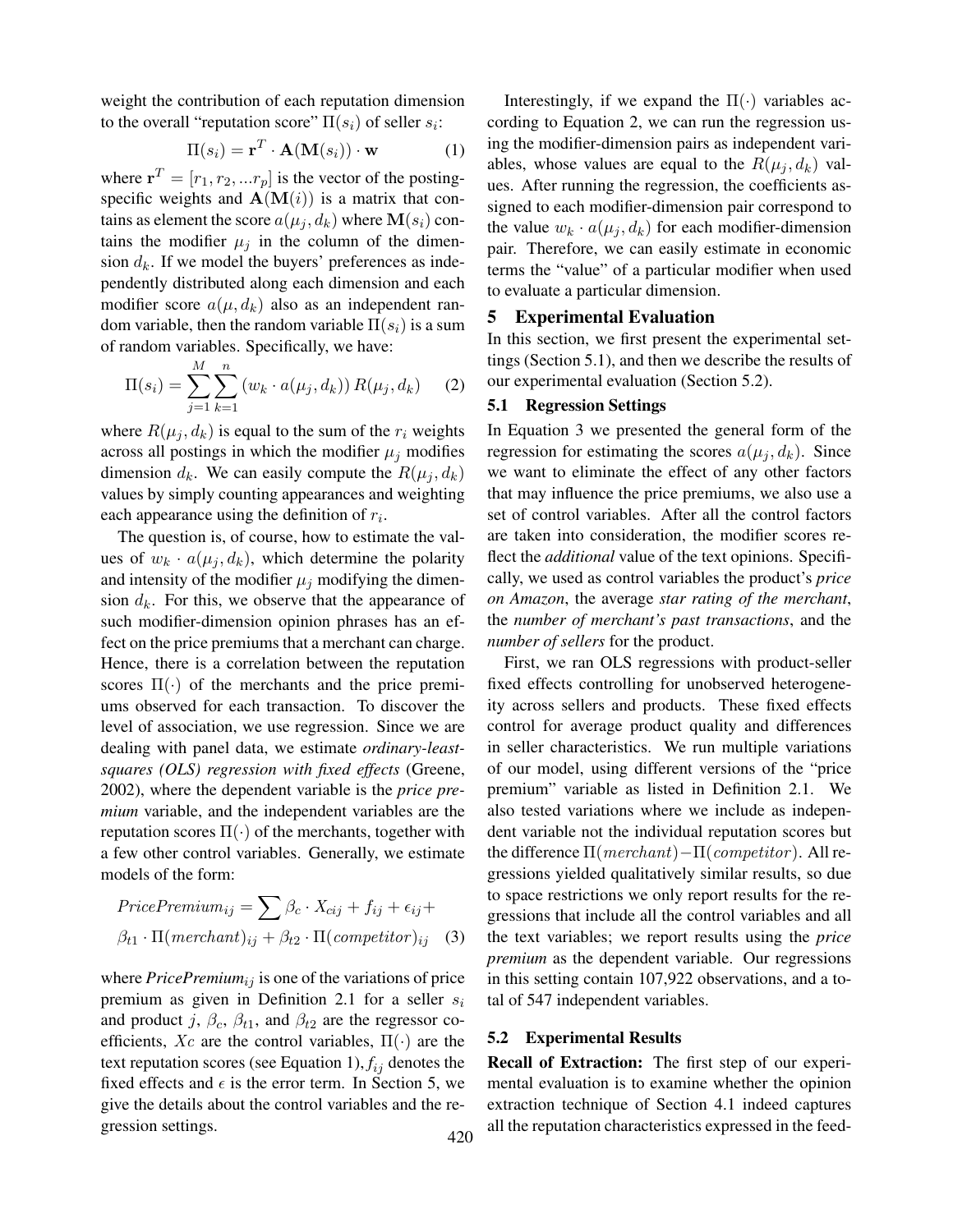weight the contribution of each reputation dimension to the overall "reputation score" $\Pi(s_i)$ of seller $s_i$:

$$\Pi(s_i) = \mathbf{r}^T \cdot \mathbf{A}(\mathbf{M}(s_i)) \cdot \mathbf{w} \tag{1}$$

where $\mathbf{r}^T = [r_1, r_2, ...r_p]$ is the vector of the posting-specific weights and $\mathbf{A}(\mathbf{M}(i))$ is a matrix that contains as element the score $a(\mu_j, d_k)$ where $\mathbf{M}(s_i)$ contains the modifier $\mu_j$ in the column of the dimension $d_k$. If we model the buyers' preferences as independently distributed along each dimension and each modifier score $a(\mu, d_k)$ also as an independent random variable, then the random variable $\Pi(s_i)$ is a sum of random variables. Specifically, we have:

$$\Pi(s_i) = \sum_{j=1}^{M} \sum_{k=1}^{n} (w_k \cdot a(\mu_j, d_k))\, R(\mu_j, d_k) \tag{2}$$

where $R(\mu_j, d_k)$ is equal to the sum of the $r_i$ weights across all postings in which the modifier $\mu_j$ modifies dimension $d_k$. We can easily compute the $R(\mu_j, d_k)$ values by simply counting appearances and weighting each appearance using the definition of $r_i$.

The question is, of course, how to estimate the values of $w_k \cdot a(\mu_j, d_k)$, which determine the polarity and intensity of the modifier $\mu_j$ modifying the dimension $d_k$. For this, we observe that the appearance of such modifier-dimension opinion phrases has an effect on the price premiums that a merchant can charge. Hence, there is a correlation between the reputation scores $\Pi(\cdot)$ of the merchants and the price premiums observed for each transaction. To discover the level of association, we use regression. Since we are dealing with panel data, we estimate *ordinary-least-squares (OLS) regression with fixed effects* (Greene, 2002), where the dependent variable is the *price premium* variable, and the independent variables are the reputation scores $\Pi(\cdot)$ of the merchants, together with a few other control variables. Generally, we estimate models of the form:

$$PricePremium_{ij} = \sum \beta_c \cdot X_{cij} + f_{ij} + \epsilon_{ij} + \\ \beta_{t1} \cdot \Pi(merchant)_{ij} + \beta_{t2} \cdot \Pi(competitor)_{ij} \tag{3}$$

where $PricePremium_{ij}$ is one of the variations of price premium as given in Definition 2.1 for a seller $s_i$ and product $j$, $\beta_c$, $\beta_{t1}$, and $\beta_{t2}$ are the regressor coefficients, $Xc$ are the control variables, $\Pi(\cdot)$ are the text reputation scores (see Equation 1), $f_{ij}$ denotes the fixed effects and $\epsilon$ is the error term. In Section 5, we give the details about the control variables and the regression settings.

Interestingly, if we expand the $\Pi(\cdot)$ variables according to Equation 2, we can run the regression using the modifier-dimension pairs as independent variables, whose values are equal to the $R(\mu_j, d_k)$ values. After running the regression, the coefficients assigned to each modifier-dimension pair correspond to the value $w_k \cdot a(\mu_j, d_k)$ for each modifier-dimension pair. Therefore, we can easily estimate in economic terms the "value" of a particular modifier when used to evaluate a particular dimension.

## 5 Experimental Evaluation

In this section, we first present the experimental settings (Section 5.1), and then we describe the results of our experimental evaluation (Section 5.2).

### 5.1 Regression Settings

In Equation 3 we presented the general form of the regression for estimating the scores $a(\mu_j, d_k)$. Since we want to eliminate the effect of any other factors that may influence the price premiums, we also use a set of control variables. After all the control factors are taken into consideration, the modifier scores reflect the *additional* value of the text opinions. Specifically, we used as control variables the product's *price on Amazon*, the average *star rating of the merchant*, the *number of merchant's past transactions*, and the *number of sellers* for the product.

First, we ran OLS regressions with product-seller fixed effects controlling for unobserved heterogeneity across sellers and products. These fixed effects control for average product quality and differences in seller characteristics. We run multiple variations of our model, using different versions of the "price premium" variable as listed in Definition 2.1. We also tested variations where we include as independent variable not the individual reputation scores but the difference $\Pi(merchant) - \Pi(competitor)$. All regressions yielded qualitatively similar results, so due to space restrictions we only report results for the regressions that include all the control variables and all the text variables; we report results using the *price premium* as the dependent variable. Our regressions in this setting contain 107,922 observations, and a total of 547 independent variables.

### 5.2 Experimental Results

**Recall of Extraction:** The first step of our experimental evaluation is to examine whether the opinion extraction technique of Section 4.1 indeed captures all the reputation characteristics expressed in the feed-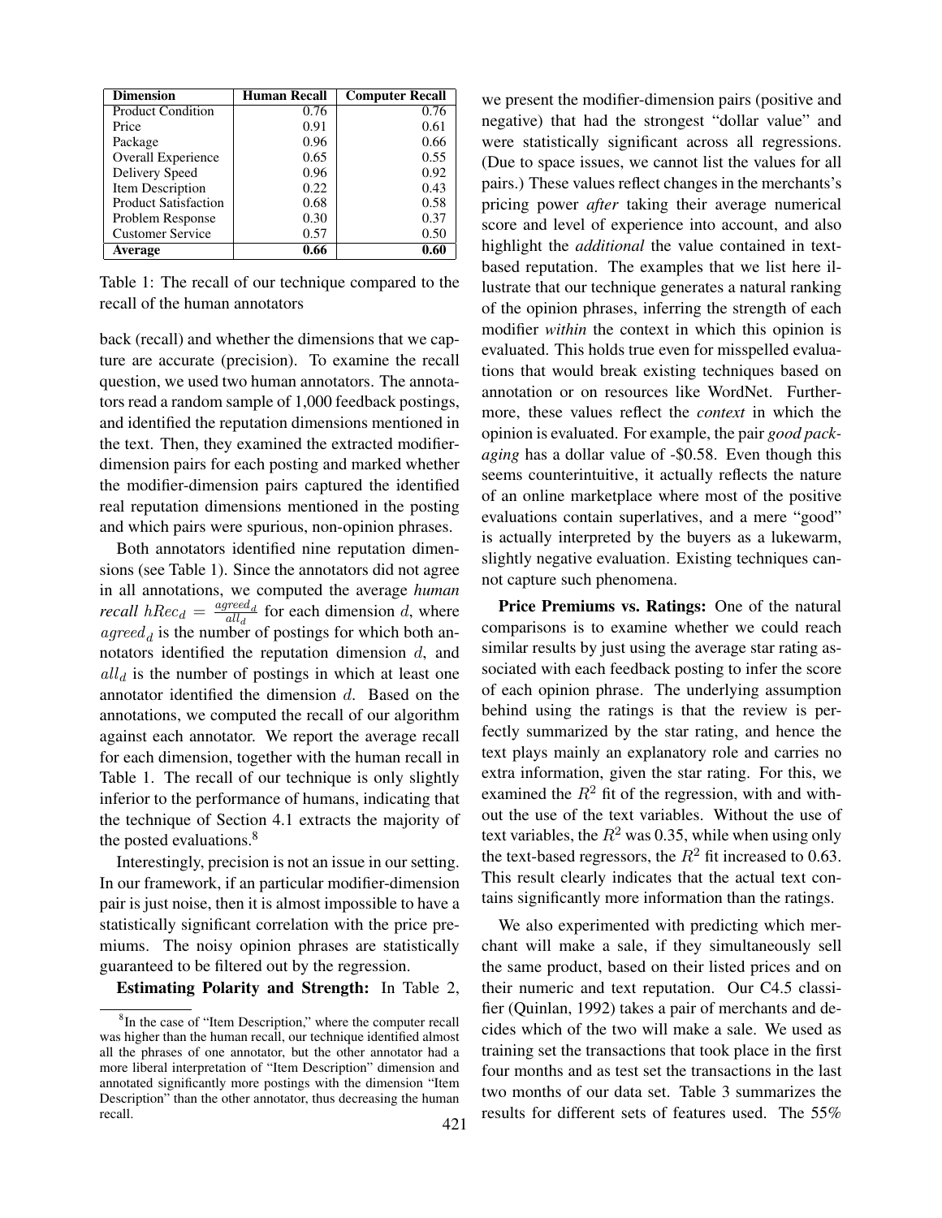| Dimension | Human Recall | Computer Recall |
|---|---|---|
| Product Condition | 0.76 | 0.76 |
| Price | 0.91 | 0.61 |
| Package | 0.96 | 0.66 |
| Overall Experience | 0.65 | 0.55 |
| Delivery Speed | 0.96 | 0.92 |
| Item Description | 0.22 | 0.43 |
| Product Satisfaction | 0.68 | 0.58 |
| Problem Response | 0.30 | 0.37 |
| Customer Service | 0.57 | 0.50 |
| **Average** | **0.66** | **0.60** |

Table 1: The recall of our technique compared to the recall of the human annotators

back (recall) and whether the dimensions that we capture are accurate (precision). To examine the recall question, we used two human annotators. The annotators read a random sample of 1,000 feedback postings, and identified the reputation dimensions mentioned in the text. Then, they examined the extracted modifier-dimension pairs for each posting and marked whether the modifier-dimension pairs captured the identified real reputation dimensions mentioned in the posting and which pairs were spurious, non-opinion phrases.

Both annotators identified nine reputation dimensions (see Table 1). Since the annotators did not agree in all annotations, we computed the average *human recall* $hRec_d = \frac{agreed_d}{all_d}$ for each dimension $d$, where $agreed_d$ is the number of postings for which both annotators identified the reputation dimension $d$, and $all_d$ is the number of postings in which at least one annotator identified the dimension $d$. Based on the annotations, we computed the recall of our algorithm against each annotator. We report the average recall for each dimension, together with the human recall in Table 1. The recall of our technique is only slightly inferior to the performance of humans, indicating that the technique of Section 4.1 extracts the majority of the posted evaluations.[8]

Interestingly, precision is not an issue in our setting. In our framework, if an particular modifier-dimension pair is just noise, then it is almost impossible to have a statistically significant correlation with the price premiums. The noisy opinion phrases are statistically guaranteed to be filtered out by the regression.

**Estimating Polarity and Strength:** In Table 2, we present the modifier-dimension pairs (positive and negative) that had the strongest "dollar value" and were statistically significant across all regressions. (Due to space issues, we cannot list the values for all pairs.) These values reflect changes in the merchants's pricing power *after* taking their average numerical score and level of experience into account, and also highlight the *additional* the value contained in text-based reputation. The examples that we list here illustrate that our technique generates a natural ranking of the opinion phrases, inferring the strength of each modifier *within* the context in which this opinion is evaluated. This holds true even for misspelled evaluations that would break existing techniques based on annotation or on resources like WordNet. Furthermore, these values reflect the *context* in which the opinion is evaluated. For example, the pair *good packaging* has a dollar value of -$0.58. Even though this seems counterintuitive, it actually reflects the nature of an online marketplace where most of the positive evaluations contain superlatives, and a mere "good" is actually interpreted by the buyers as a lukewarm, slightly negative evaluation. Existing techniques cannot capture such phenomena.

**Price Premiums vs. Ratings:** One of the natural comparisons is to examine whether we could reach similar results by just using the average star rating associated with each feedback posting to infer the score of each opinion phrase. The underlying assumption behind using the ratings is that the review is perfectly summarized by the star rating, and hence the text plays mainly an explanatory role and carries no extra information, given the star rating. For this, we examined the $R^2$ fit of the regression, with and without the use of the text variables. Without the use of text variables, the $R^2$ was 0.35, while when using only the text-based regressors, the $R^2$ fit increased to 0.63. This result clearly indicates that the actual text contains significantly more information than the ratings.

We also experimented with predicting which merchant will make a sale, if they simultaneously sell the same product, based on their listed prices and on their numeric and text reputation. Our C4.5 classifier (Quinlan, 1992) takes a pair of merchants and decides which of the two will make a sale. We used as training set the transactions that took place in the first four months and as test set the transactions in the last two months of our data set. Table 3 summarizes the results for different sets of features used. The 55%

[8] In the case of "Item Description," where the computer recall was higher than the human recall, our technique identified almost all the phrases of one annotator, but the other annotator had a more liberal interpretation of "Item Description" dimension and annotated significantly more postings with the dimension "Item Description" than the other annotator, thus decreasing the human recall.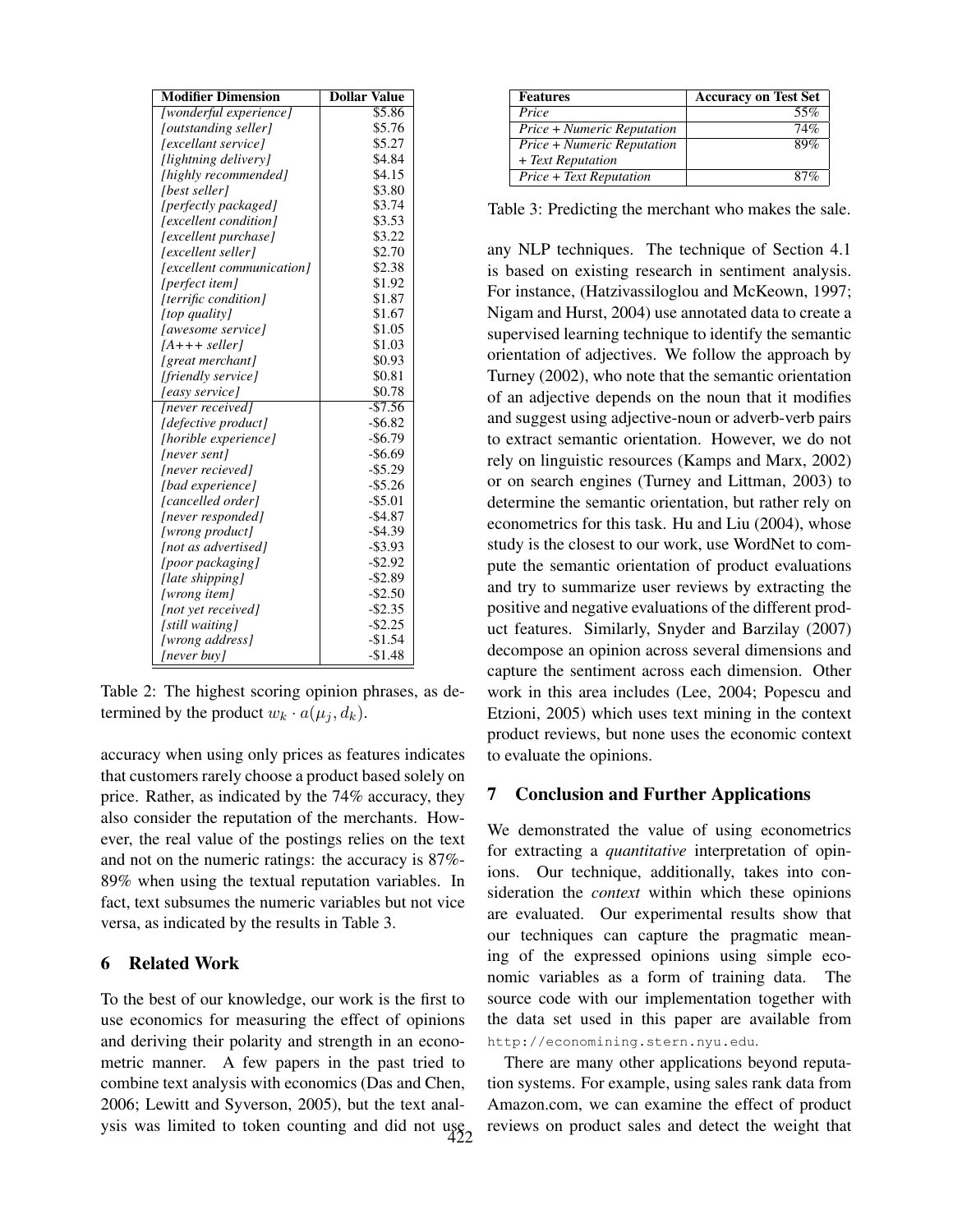| Modifier Dimension | Dollar Value |
|---|---|
| *[wonderful experience]* | $5.86 |
| *[outstanding seller]* | $5.76 |
| *[excellant service]* | $5.27 |
| *[lightning delivery]* | $4.84 |
| *[highly recommended]* | $4.15 |
| *[best seller]* | $3.80 |
| *[perfectly packaged]* | $3.74 |
| *[excellent condition]* | $3.53 |
| *[excellent purchase]* | $3.22 |
| *[excellent seller]* | $2.70 |
| *[excellent communication]* | $2.38 |
| *[perfect item]* | $1.92 |
| *[terrific condition]* | $1.87 |
| *[top quality]* | $1.67 |
| *[awesome service]* | $1.05 |
| *[A+++ seller]* | $1.03 |
| *[great merchant]* | $0.93 |
| *[friendly service]* | $0.81 |
| *[easy service]* | $0.78 |
| *[never received]* | -$7.56 |
| *[defective product]* | -$6.82 |
| *[horible experience]* | -$6.79 |
| *[never sent]* | -$6.69 |
| *[never recieved]* | -$5.29 |
| *[bad experience]* | -$5.26 |
| *[cancelled order]* | -$5.01 |
| *[never responded]* | -$4.87 |
| *[wrong product]* | -$4.39 |
| *[not as advertised]* | -$3.93 |
| *[poor packaging]* | -$2.92 |
| *[late shipping]* | -$2.89 |
| *[wrong item]* | -$2.50 |
| *[not yet received]* | -$2.35 |
| *[still waiting]* | -$2.25 |
| *[wrong address]* | -$1.54 |
| *[never buy]* | -$1.48 |

Table 2: The highest scoring opinion phrases, as determined by the product $w_k \cdot a(\mu_j, d_k)$.

accuracy when using only prices as features indicates that customers rarely choose a product based solely on price. Rather, as indicated by the 74% accuracy, they also consider the reputation of the merchants. However, the real value of the postings relies on the text and not on the numeric ratings: the accuracy is 87%-89% when using the textual reputation variables. In fact, text subsumes the numeric variables but not vice versa, as indicated by the results in Table 3.

## 6 Related Work

To the best of our knowledge, our work is the first to use economics for measuring the effect of opinions and deriving their polarity and strength in an econometric manner. A few papers in the past tried to combine text analysis with economics (Das and Chen, 2006; Lewitt and Syverson, 2005), but the text analysis was limited to token counting and did not use any NLP techniques. The technique of Section 4.1 is based on existing research in sentiment analysis. For instance, (Hatzivassiloglou and McKeown, 1997; Nigam and Hurst, 2004) use annotated data to create a supervised learning technique to identify the semantic orientation of adjectives. We follow the approach by Turney (2002), who note that the semantic orientation of an adjective depends on the noun that it modifies and suggest using adjective-noun or adverb-verb pairs to extract semantic orientation. However, we do not rely on linguistic resources (Kamps and Marx, 2002) or on search engines (Turney and Littman, 2003) to determine the semantic orientation, but rather rely on econometrics for this task. Hu and Liu (2004), whose study is the closest to our work, use WordNet to compute the semantic orientation of product evaluations and try to summarize user reviews by extracting the positive and negative evaluations of the different product features. Similarly, Snyder and Barzilay (2007) decompose an opinion across several dimensions and capture the sentiment across each dimension. Other work in this area includes (Lee, 2004; Popescu and Etzioni, 2005) which uses text mining in the context product reviews, but none uses the economic context to evaluate the opinions.

| Features | Accuracy on Test Set |
|---|---|
| *Price* | 55% |
| *Price + Numeric Reputation* | 74% |
| *Price + Numeric Reputation + Text Reputation* | 89% |
| *Price + Text Reputation* | 87% |

Table 3: Predicting the merchant who makes the sale.

## 7 Conclusion and Further Applications

We demonstrated the value of using econometrics for extracting a *quantitative* interpretation of opinions. Our technique, additionally, takes into consideration the *context* within which these opinions are evaluated. Our experimental results show that our techniques can capture the pragmatic meaning of the expressed opinions using simple economic variables as a form of training data. The source code with our implementation together with the data set used in this paper are available from http://economining.stern.nyu.edu.

There are many other applications beyond reputation systems. For example, using sales rank data from Amazon.com, we can examine the effect of product reviews on product sales and detect the weight that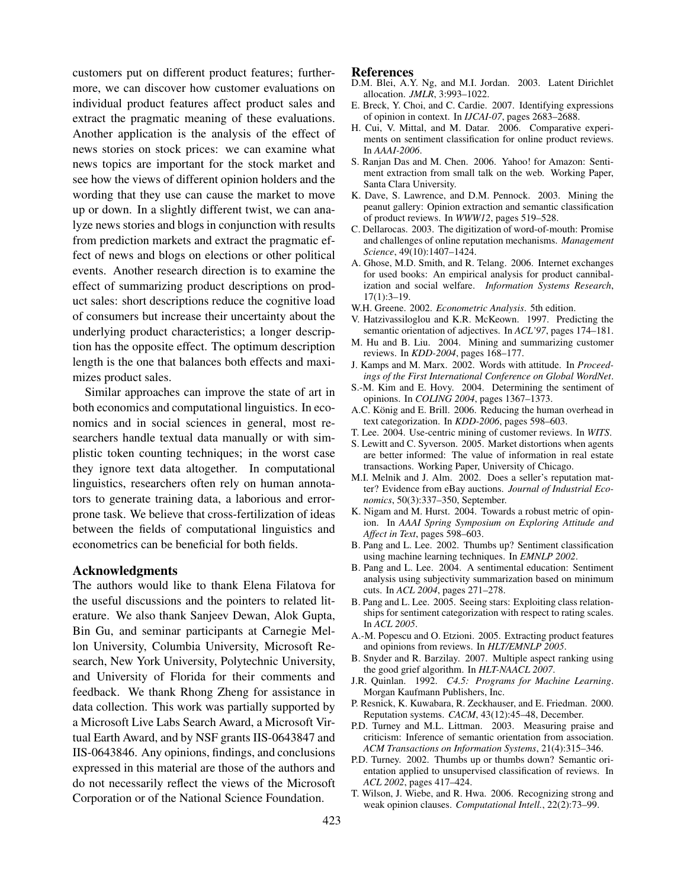customers put on different product features; furthermore, we can discover how customer evaluations on individual product features affect product sales and extract the pragmatic meaning of these evaluations. Another application is the analysis of the effect of news stories on stock prices: we can examine what news topics are important for the stock market and see how the views of different opinion holders and the wording that they use can cause the market to move up or down. In a slightly different twist, we can analyze news stories and blogs in conjunction with results from prediction markets and extract the pragmatic effect of news and blogs on elections or other political events. Another research direction is to examine the effect of summarizing product descriptions on product sales: short descriptions reduce the cognitive load of consumers but increase their uncertainty about the underlying product characteristics; a longer description has the opposite effect. The optimum description length is the one that balances both effects and maximizes product sales.

Similar approaches can improve the state of art in both economics and computational linguistics. In economics and in social sciences in general, most researchers handle textual data manually or with simplistic token counting techniques; in the worst case they ignore text data altogether. In computational linguistics, researchers often rely on human annotators to generate training data, a laborious and error-prone task. We believe that cross-fertilization of ideas between the fields of computational linguistics and econometrics can be beneficial for both fields.

## Acknowledgments

The authors would like to thank Elena Filatova for the useful discussions and the pointers to related literature. We also thank Sanjeev Dewan, Alok Gupta, Bin Gu, and seminar participants at Carnegie Mellon University, Columbia University, Microsoft Research, New York University, Polytechnic University, and University of Florida for their comments and feedback. We thank Rhong Zheng for assistance in data collection. This work was partially supported by a Microsoft Live Labs Search Award, a Microsoft Virtual Earth Award, and by NSF grants IIS-0643847 and IIS-0643846. Any opinions, findings, and conclusions expressed in this material are those of the authors and do not necessarily reflect the views of the Microsoft Corporation or of the National Science Foundation.

## References

D.M. Blei, A.Y. Ng, and M.I. Jordan. 2003. Latent Dirichlet allocation. *JMLR*, 3:993–1022.

E. Breck, Y. Choi, and C. Cardie. 2007. Identifying expressions of opinion in context. In *IJCAI-07*, pages 2683–2688.

H. Cui, V. Mittal, and M. Datar. 2006. Comparative experiments on sentiment classification for online product reviews. In *AAAI-2006*.

S. Ranjan Das and M. Chen. 2006. Yahoo! for Amazon: Sentiment extraction from small talk on the web. Working Paper, Santa Clara University.

K. Dave, S. Lawrence, and D.M. Pennock. 2003. Mining the peanut gallery: Opinion extraction and semantic classification of product reviews. In *WWW12*, pages 519–528.

C. Dellarocas. 2003. The digitization of word-of-mouth: Promise and challenges of online reputation mechanisms. *Management Science*, 49(10):1407–1424.

A. Ghose, M.D. Smith, and R. Telang. 2006. Internet exchanges for used books: An empirical analysis for product cannibalization and social welfare. *Information Systems Research*, 17(1):3–19.

W.H. Greene. 2002. *Econometric Analysis*. 5th edition.

V. Hatzivassiloglou and K.R. McKeown. 1997. Predicting the semantic orientation of adjectives. In *ACL'97*, pages 174–181.

M. Hu and B. Liu. 2004. Mining and summarizing customer reviews. In *KDD-2004*, pages 168–177.

J. Kamps and M. Marx. 2002. Words with attitude. In *Proceedings of the First International Conference on Global WordNet*.

S.-M. Kim and E. Hovy. 2004. Determining the sentiment of opinions. In *COLING 2004*, pages 1367–1373.

A.C. König and E. Brill. 2006. Reducing the human overhead in text categorization. In *KDD-2006*, pages 598–603.

T. Lee. 2004. Use-centric mining of customer reviews. In *WITS*.

S. Lewitt and C. Syverson. 2005. Market distortions when agents are better informed: The value of information in real estate transactions. Working Paper, University of Chicago.

M.I. Melnik and J. Alm. 2002. Does a seller's reputation matter? Evidence from eBay auctions. *Journal of Industrial Economics*, 50(3):337–350, September.

K. Nigam and M. Hurst. 2004. Towards a robust metric of opinion. In *AAAI Spring Symposium on Exploring Attitude and Affect in Text*, pages 598–603.

B. Pang and L. Lee. 2002. Thumbs up? Sentiment classification using machine learning techniques. In *EMNLP 2002*.

B. Pang and L. Lee. 2004. A sentimental education: Sentiment analysis using subjectivity summarization based on minimum cuts. In *ACL 2004*, pages 271–278.

B. Pang and L. Lee. 2005. Seeing stars: Exploiting class relationships for sentiment categorization with respect to rating scales. In *ACL 2005*.

A.-M. Popescu and O. Etzioni. 2005. Extracting product features and opinions from reviews. In *HLT/EMNLP 2005*.

B. Snyder and R. Barzilay. 2007. Multiple aspect ranking using the good grief algorithm. In *HLT-NAACL 2007*.

J.R. Quinlan. 1992. *C4.5: Programs for Machine Learning*. Morgan Kaufmann Publishers, Inc.

P. Resnick, K. Kuwabara, R. Zeckhauser, and E. Friedman. 2000. Reputation systems. *CACM*, 43(12):45–48, December.

P.D. Turney and M.L. Littman. 2003. Measuring praise and criticism: Inference of semantic orientation from association. *ACM Transactions on Information Systems*, 21(4):315–346.

P.D. Turney. 2002. Thumbs up or thumbs down? Semantic orientation applied to unsupervised classification of reviews. In *ACL 2002*, pages 417–424.

T. Wilson, J. Wiebe, and R. Hwa. 2006. Recognizing strong and weak opinion clauses. *Computational Intell.*, 22(2):73–99.